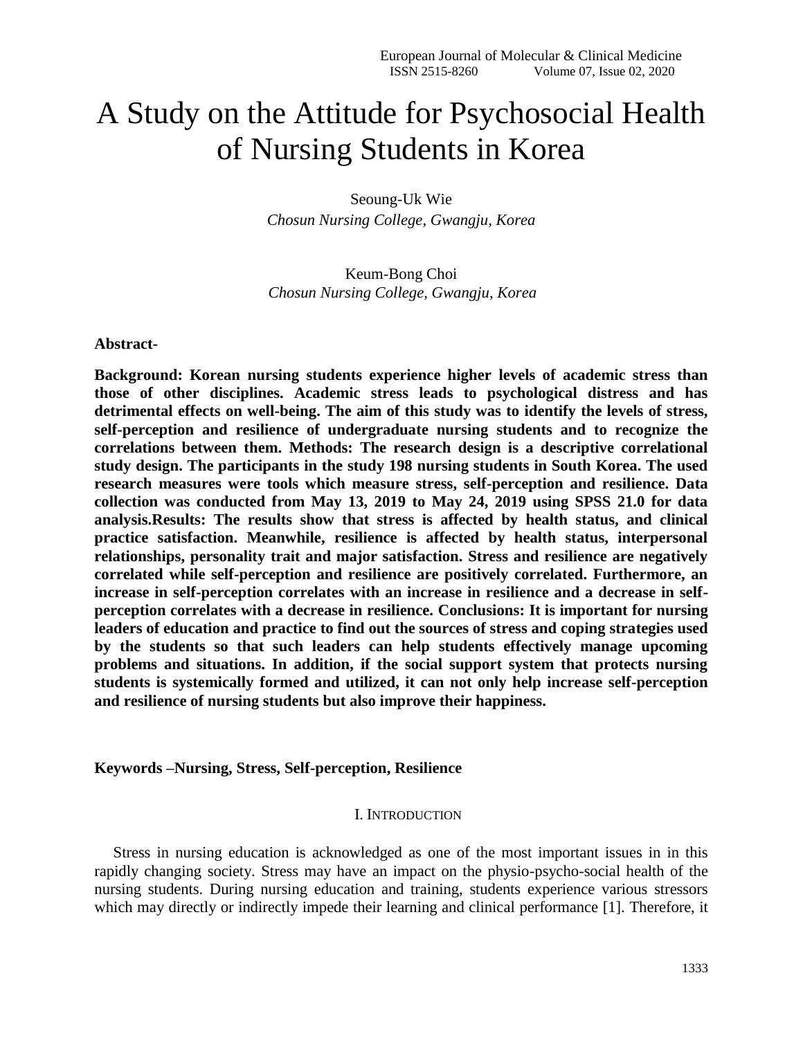# A Study on the Attitude for Psychosocial Health of Nursing Students in Korea

Seoung-Uk Wie
*Chosun Nursing College, Gwangju, Korea*

Keum-Bong Choi
*Chosun Nursing College, Gwangju, Korea*

**Abstract-**

**Background: Korean nursing students experience higher levels of academic stress than those of other disciplines. Academic stress leads to psychological distress and has detrimental effects on well-being. The aim of this study was to identify the levels of stress, self-perception and resilience of undergraduate nursing students and to recognize the correlations between them. Methods: The research design is a descriptive correlational study design. The participants in the study 198 nursing students in South Korea. The used research measures were tools which measure stress, self-perception and resilience. Data collection was conducted from May 13, 2019 to May 24, 2019 using SPSS 21.0 for data analysis.Results: The results show that stress is affected by health status, and clinical practice satisfaction. Meanwhile, resilience is affected by health status, interpersonal relationships, personality trait and major satisfaction. Stress and resilience are negatively correlated while self-perception and resilience are positively correlated. Furthermore, an increase in self-perception correlates with an increase in resilience and a decrease in self-perception correlates with a decrease in resilience. Conclusions: It is important for nursing leaders of education and practice to find out the sources of stress and coping strategies used by the students so that such leaders can help students effectively manage upcoming problems and situations. In addition, if the social support system that protects nursing students is systemically formed and utilized, it can not only help increase self-perception and resilience of nursing students but also improve their happiness.**

**Keywords –Nursing, Stress, Self-perception, Resilience**

## I. Introduction

Stress in nursing education is acknowledged as one of the most important issues in in this rapidly changing society. Stress may have an impact on the physio-psycho-social health of the nursing students. During nursing education and training, students experience various stressors which may directly or indirectly impede their learning and clinical performance [1]. Therefore, it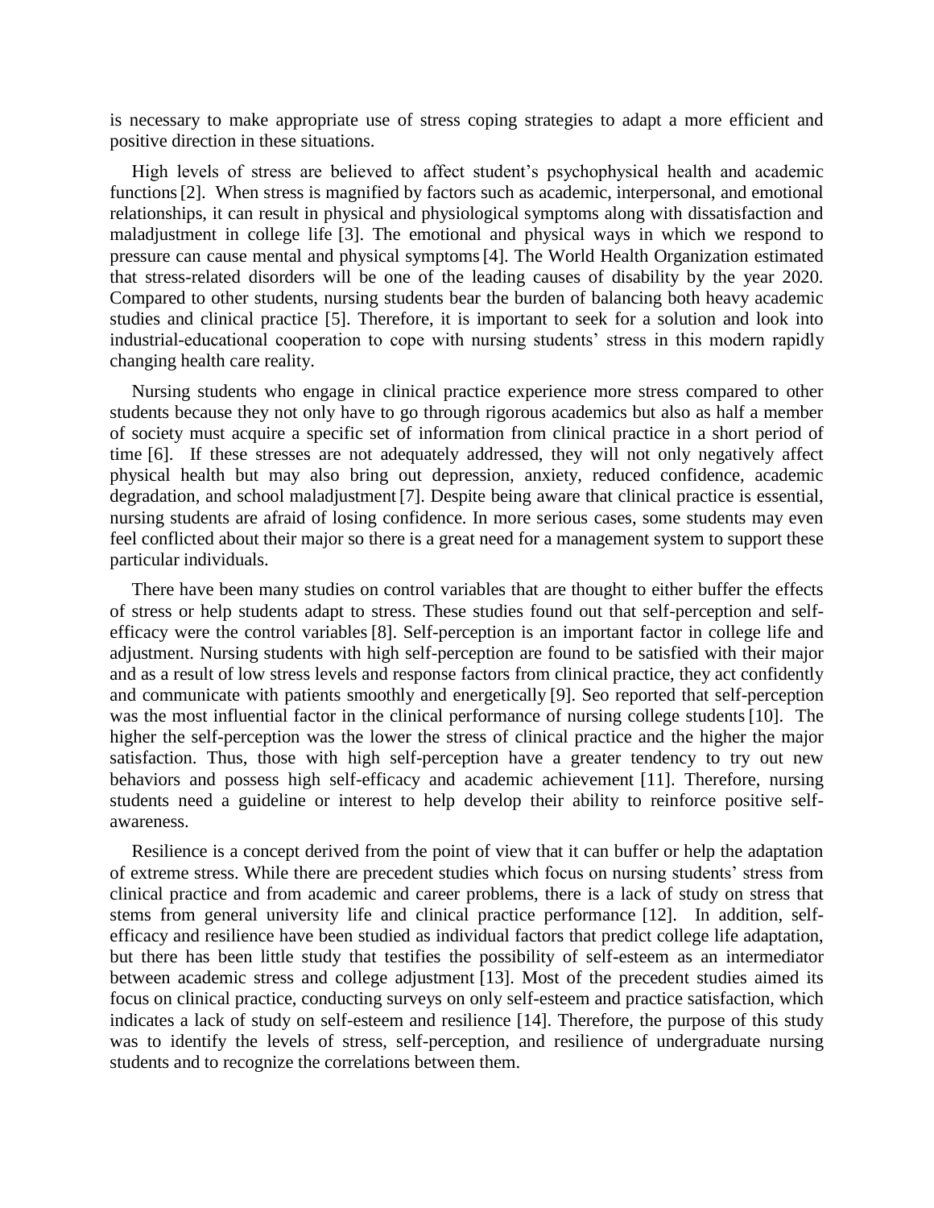is necessary to make appropriate use of stress coping strategies to adapt a more efficient and positive direction in these situations.

High levels of stress are believed to affect student's psychophysical health and academic functions [2]. When stress is magnified by factors such as academic, interpersonal, and emotional relationships, it can result in physical and physiological symptoms along with dissatisfaction and maladjustment in college life [3]. The emotional and physical ways in which we respond to pressure can cause mental and physical symptoms [4]. The World Health Organization estimated that stress-related disorders will be one of the leading causes of disability by the year 2020. Compared to other students, nursing students bear the burden of balancing both heavy academic studies and clinical practice [5]. Therefore, it is important to seek for a solution and look into industrial-educational cooperation to cope with nursing students' stress in this modern rapidly changing health care reality.

Nursing students who engage in clinical practice experience more stress compared to other students because they not only have to go through rigorous academics but also as half a member of society must acquire a specific set of information from clinical practice in a short period of time [6]. If these stresses are not adequately addressed, they will not only negatively affect physical health but may also bring out depression, anxiety, reduced confidence, academic degradation, and school maladjustment [7]. Despite being aware that clinical practice is essential, nursing students are afraid of losing confidence. In more serious cases, some students may even feel conflicted about their major so there is a great need for a management system to support these particular individuals.

There have been many studies on control variables that are thought to either buffer the effects of stress or help students adapt to stress. These studies found out that self-perception and self-efficacy were the control variables [8]. Self-perception is an important factor in college life and adjustment. Nursing students with high self-perception are found to be satisfied with their major and as a result of low stress levels and response factors from clinical practice, they act confidently and communicate with patients smoothly and energetically [9]. Seo reported that self-perception was the most influential factor in the clinical performance of nursing college students [10]. The higher the self-perception was the lower the stress of clinical practice and the higher the major satisfaction. Thus, those with high self-perception have a greater tendency to try out new behaviors and possess high self-efficacy and academic achievement [11]. Therefore, nursing students need a guideline or interest to help develop their ability to reinforce positive self-awareness.

Resilience is a concept derived from the point of view that it can buffer or help the adaptation of extreme stress. While there are precedent studies which focus on nursing students' stress from clinical practice and from academic and career problems, there is a lack of study on stress that stems from general university life and clinical practice performance [12]. In addition, self-efficacy and resilience have been studied as individual factors that predict college life adaptation, but there has been little study that testifies the possibility of self-esteem as an intermediator between academic stress and college adjustment [13]. Most of the precedent studies aimed its focus on clinical practice, conducting surveys on only self-esteem and practice satisfaction, which indicates a lack of study on self-esteem and resilience [14]. Therefore, the purpose of this study was to identify the levels of stress, self-perception, and resilience of undergraduate nursing students and to recognize the correlations between them.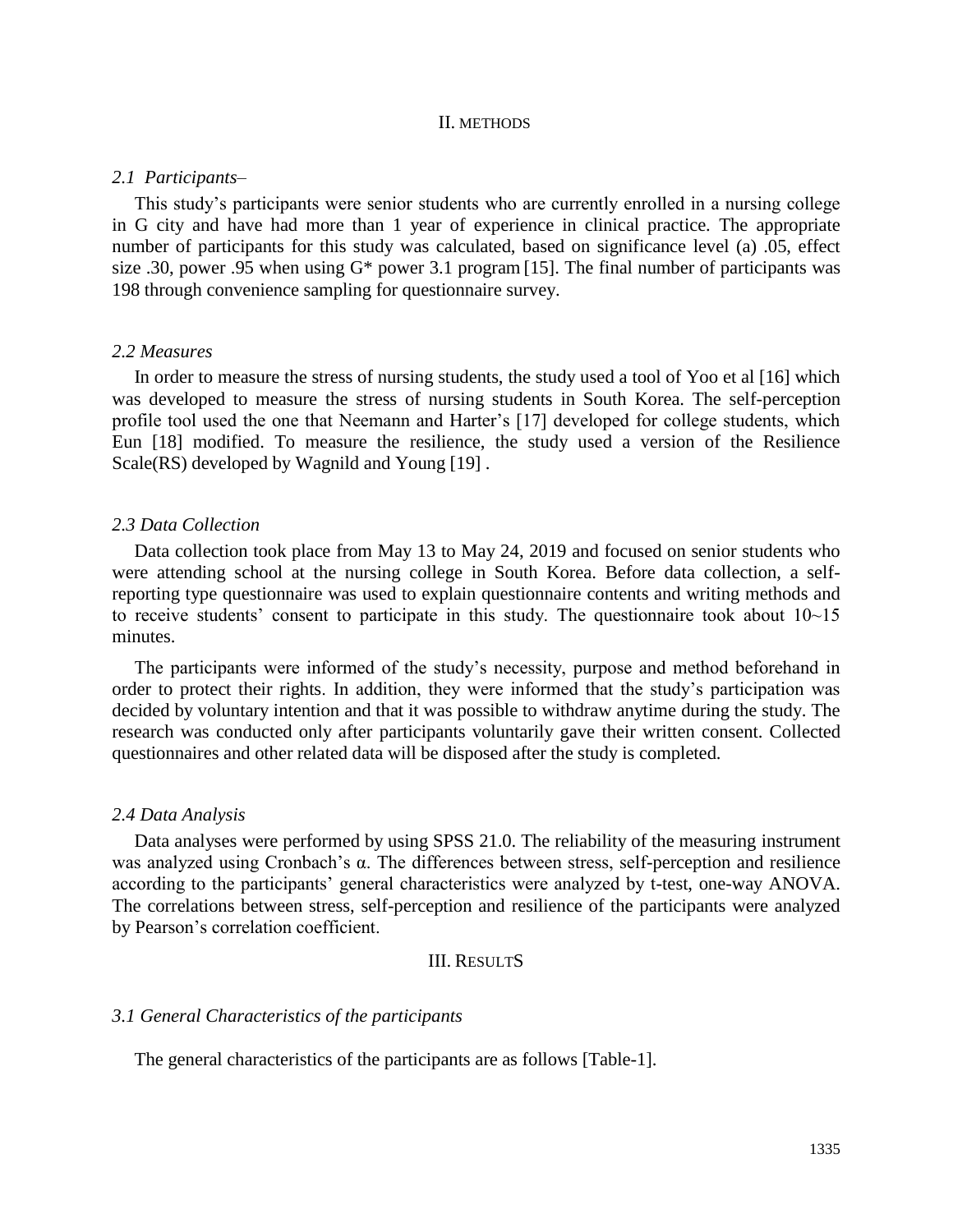## II. METHODS

### *2.1 Participants–*

This study's participants were senior students who are currently enrolled in a nursing college in G city and have had more than 1 year of experience in clinical practice. The appropriate number of participants for this study was calculated, based on significance level (a) .05, effect size .30, power .95 when using G* power 3.1 program [15]. The final number of participants was 198 through convenience sampling for questionnaire survey.

### *2.2 Measures*

In order to measure the stress of nursing students, the study used a tool of Yoo et al [16] which was developed to measure the stress of nursing students in South Korea. The self-perception profile tool used the one that Neemann and Harter's [17] developed for college students, which Eun [18] modified. To measure the resilience, the study used a version of the Resilience Scale(RS) developed by Wagnild and Young [19] .

### *2.3 Data Collection*

Data collection took place from May 13 to May 24, 2019 and focused on senior students who were attending school at the nursing college in South Korea. Before data collection, a self-reporting type questionnaire was used to explain questionnaire contents and writing methods and to receive students' consent to participate in this study. The questionnaire took about 10~15 minutes.

The participants were informed of the study's necessity, purpose and method beforehand in order to protect their rights. In addition, they were informed that the study's participation was decided by voluntary intention and that it was possible to withdraw anytime during the study. The research was conducted only after participants voluntarily gave their written consent. Collected questionnaires and other related data will be disposed after the study is completed.

### *2.4 Data Analysis*

Data analyses were performed by using SPSS 21.0. The reliability of the measuring instrument was analyzed using Cronbach's α. The differences between stress, self-perception and resilience according to the participants' general characteristics were analyzed by t-test, one-way ANOVA. The correlations between stress, self-perception and resilience of the participants were analyzed by Pearson's correlation coefficient.

## III. RESULTS

### *3.1 General Characteristics of the participants*

The general characteristics of the participants are as follows [Table-1].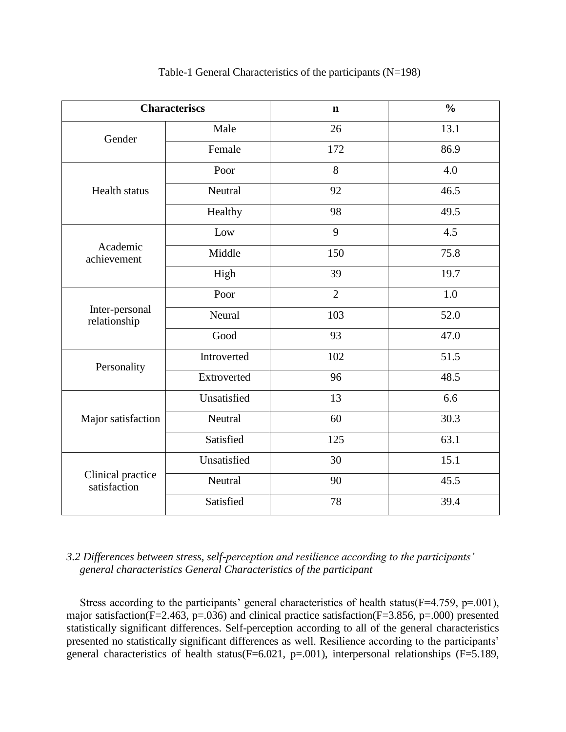Table-1 General Characteristics of the participants (N=198)

| Characteriscs | | n | % |
|---|---|---|---|
| Gender | Male | 26 | 13.1 |
| | Female | 172 | 86.9 |
| Health status | Poor | 8 | 4.0 |
| | Neutral | 92 | 46.5 |
| | Healthy | 98 | 49.5 |
| Academic achievement | Low | 9 | 4.5 |
| | Middle | 150 | 75.8 |
| | High | 39 | 19.7 |
| Inter-personal relationship | Poor | 2 | 1.0 |
| | Neural | 103 | 52.0 |
| | Good | 93 | 47.0 |
| Personality | Introverted | 102 | 51.5 |
| | Extroverted | 96 | 48.5 |
| Major satisfaction | Unsatisfied | 13 | 6.6 |
| | Neutral | 60 | 30.3 |
| | Satisfied | 125 | 63.1 |
| Clinical practice satisfaction | Unsatisfied | 30 | 15.1 |
| | Neutral | 90 | 45.5 |
| | Satisfied | 78 | 39.4 |

*3.2 Differences between stress, self-perception and resilience according to the participants' general characteristics General Characteristics of the participant*

Stress according to the participants' general characteristics of health status($F$=4.759, $p$=.001), major satisfaction($F$=2.463, $p$=.036) and clinical practice satisfaction($F$=3.856, $p$=.000) presented statistically significant differences. Self-perception according to all of the general characteristics presented no statistically significant differences as well. Resilience according to the participants' general characteristics of health status($F$=6.021, $p$=.001), interpersonal relationships ($F$=5.189,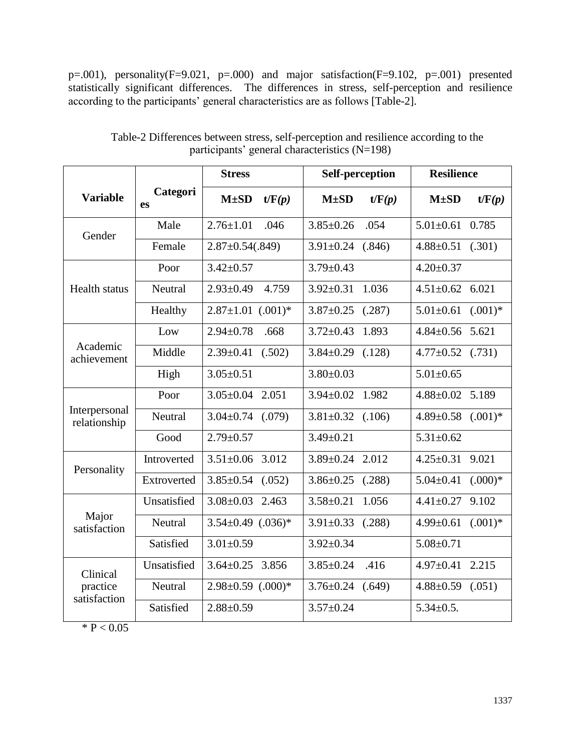p=.001), personality(F=9.021, p=.000) and major satisfaction(F=9.102, p=.001) presented statistically significant differences. The differences in stress, self-perception and resilience according to the participants' general characteristics are as follows [Table-2].

Table-2 Differences between stress, self-perception and resilience according to the participants' general characteristics (N=198)

| Variable | Categories | Stress | | Self-perception | | Resilience | |
|---|---|---|---|---|---|---|---|
| | | M±SD | t/F(*p*) | M±SD | t/F(*p*) | M±SD | t/F(*p*) |
| Gender | Male | 2.76±1.01 | .046 | 3.85±0.26 | .054 | 5.01±0.61 | 0.785 |
| | Female | 2.87±0.54 | (.849) | 3.91±0.24 | (.846) | 4.88±0.51 | (.301) |
| Health status | Poor | 3.42±0.57 | | 3.79±0.43 | | 4.20±0.37 | |
| | Neutral | 2.93±0.49 | 4.759 | 3.92±0.31 | 1.036 | 4.51±0.62 | 6.021 |
| | Healthy | 2.87±1.01 | (.001)* | 3.87±0.25 | (.287) | 5.01±0.61 | (.001)* |
| Academic achievement | Low | 2.94±0.78 | .668 | 3.72±0.43 | 1.893 | 4.84±0.56 | 5.621 |
| | Middle | 2.39±0.41 | (.502) | 3.84±0.29 | (.128) | 4.77±0.52 | (.731) |
| | High | 3.05±0.51 | | 3.80±0.03 | | 5.01±0.65 | |
| Interpersonal relationship | Poor | 3.05±0.04 | 2.051 | 3.94±0.02 | 1.982 | 4.88±0.02 | 5.189 |
| | Neutral | 3.04±0.74 | (.079) | 3.81±0.32 | (.106) | 4.89±0.58 | (.001)* |
| | Good | 2.79±0.57 | | 3.49±0.21 | | 5.31±0.62 | |
| Personality | Introverted | 3.51±0.06 | 3.012 | 3.89±0.24 | 2.012 | 4.25±0.31 | 9.021 |
| | Extroverted | 3.85±0.54 | (.052) | 3.86±0.25 | (.288) | 5.04±0.41 | (.000)* |
| Major satisfaction | Unsatisfied | 3.08±0.03 | 2.463 | 3.58±0.21 | 1.056 | 4.41±0.27 | 9.102 |
| | Neutral | 3.54±0.49 | (.036)* | 3.91±0.33 | (.288) | 4.99±0.61 | (.001)* |
| | Satisfied | 3.01±0.59 | | 3.92±0.34 | | 5.08±0.71 | |
| Clinical practice satisfaction | Unsatisfied | 3.64±0.25 | 3.856 | 3.85±0.24 | .416 | 4.97±0.41 | 2.215 |
| | Neutral | 2.98±0.59 | (.000)* | 3.76±0.24 | (.649) | 4.88±0.59 | (.051) |
| | Satisfied | 2.88±0.59 | | 3.57±0.24 | | 5.34±0.5. | |

* $P < 0.05$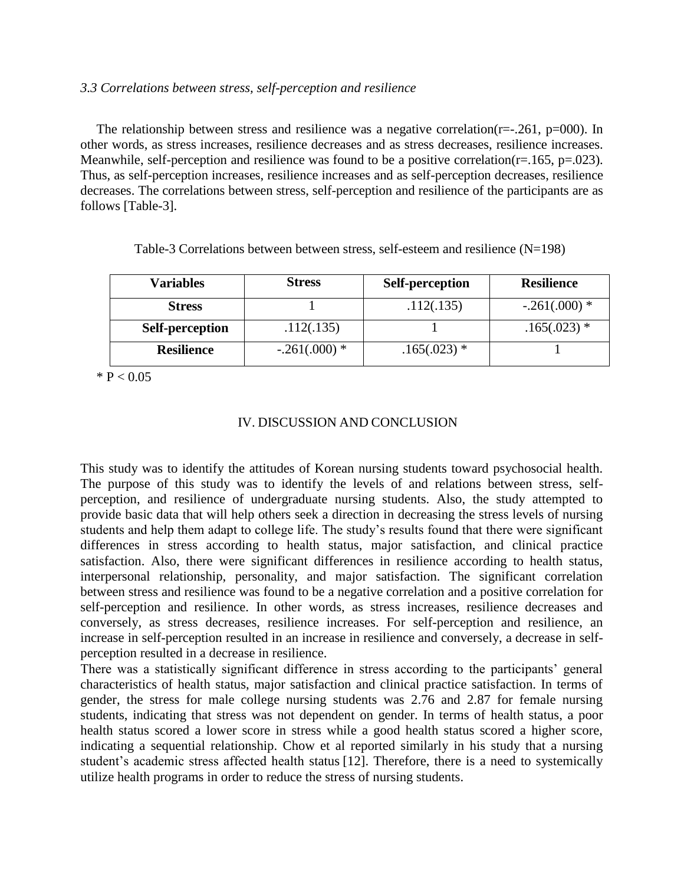### *3.3 Correlations between stress, self-perception and resilience*

The relationship between stress and resilience was a negative correlation($r=-.261$, $p=000$). In other words, as stress increases, resilience decreases and as stress decreases, resilience increases. Meanwhile, self-perception and resilience was found to be a positive correlation($r=.165$, $p=.023$). Thus, as self-perception increases, resilience increases and as self-perception decreases, resilience decreases. The correlations between stress, self-perception and resilience of the participants are as follows [Table-3].

Table-3 Correlations between between stress, self-esteem and resilience (N=198)

| Variables | Stress | Self-perception | Resilience |
|---|---|---|---|
| **Stress** | 1 | .112(.135) | -.261(.000) * |
| **Self-perception** | .112(.135) | 1 | .165(.023) * |
| **Resilience** | -.261(.000) * | .165(.023) * | 1 |

* $P < 0.05$

## IV. DISCUSSION AND CONCLUSION

This study was to identify the attitudes of Korean nursing students toward psychosocial health. The purpose of this study was to identify the levels of and relations between stress, self-perception, and resilience of undergraduate nursing students. Also, the study attempted to provide basic data that will help others seek a direction in decreasing the stress levels of nursing students and help them adapt to college life. The study's results found that there were significant differences in stress according to health status, major satisfaction, and clinical practice satisfaction. Also, there were significant differences in resilience according to health status, interpersonal relationship, personality, and major satisfaction. The significant correlation between stress and resilience was found to be a negative correlation and a positive correlation for self-perception and resilience. In other words, as stress increases, resilience decreases and conversely, as stress decreases, resilience increases. For self-perception and resilience, an increase in self-perception resulted in an increase in resilience and conversely, a decrease in self-perception resulted in a decrease in resilience.

There was a statistically significant difference in stress according to the participants' general characteristics of health status, major satisfaction and clinical practice satisfaction. In terms of gender, the stress for male college nursing students was 2.76 and 2.87 for female nursing students, indicating that stress was not dependent on gender. In terms of health status, a poor health status scored a lower score in stress while a good health status scored a higher score, indicating a sequential relationship. Chow et al reported similarly in his study that a nursing student's academic stress affected health status [12]. Therefore, there is a need to systemically utilize health programs in order to reduce the stress of nursing students.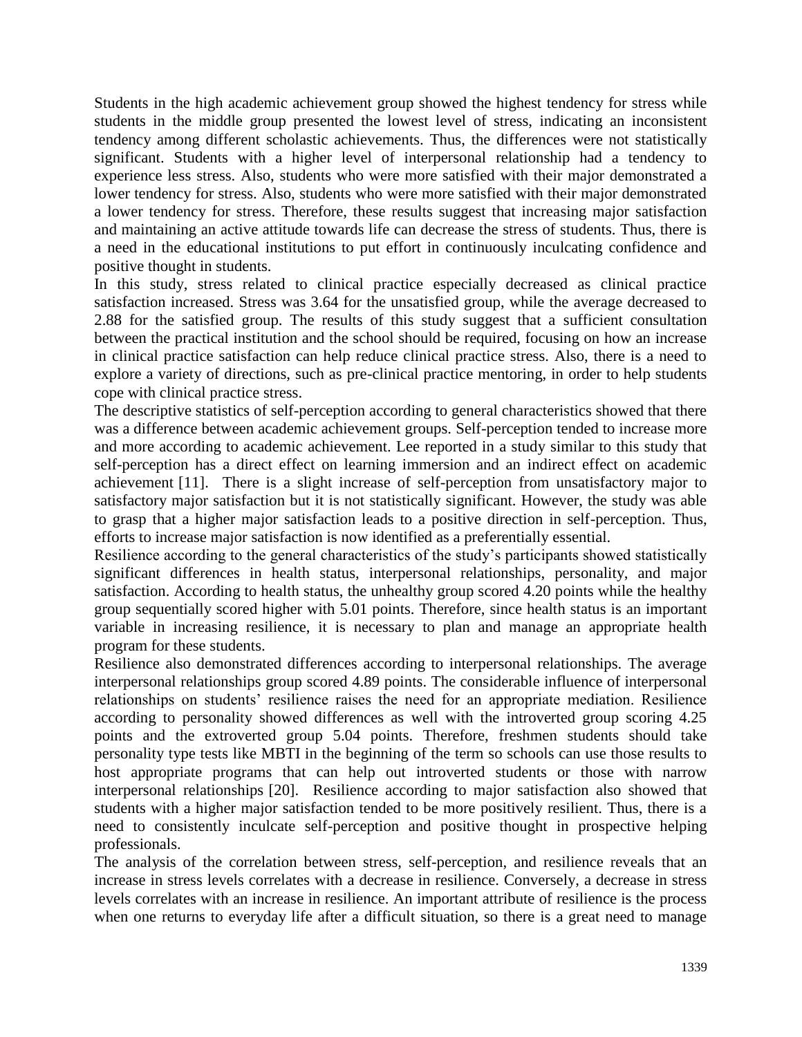Students in the high academic achievement group showed the highest tendency for stress while students in the middle group presented the lowest level of stress, indicating an inconsistent tendency among different scholastic achievements. Thus, the differences were not statistically significant. Students with a higher level of interpersonal relationship had a tendency to experience less stress. Also, students who were more satisfied with their major demonstrated a lower tendency for stress. Also, students who were more satisfied with their major demonstrated a lower tendency for stress. Therefore, these results suggest that increasing major satisfaction and maintaining an active attitude towards life can decrease the stress of students. Thus, there is a need in the educational institutions to put effort in continuously inculcating confidence and positive thought in students.

In this study, stress related to clinical practice especially decreased as clinical practice satisfaction increased. Stress was 3.64 for the unsatisfied group, while the average decreased to 2.88 for the satisfied group. The results of this study suggest that a sufficient consultation between the practical institution and the school should be required, focusing on how an increase in clinical practice satisfaction can help reduce clinical practice stress. Also, there is a need to explore a variety of directions, such as pre-clinical practice mentoring, in order to help students cope with clinical practice stress.

The descriptive statistics of self-perception according to general characteristics showed that there was a difference between academic achievement groups. Self-perception tended to increase more and more according to academic achievement. Lee reported in a study similar to this study that self-perception has a direct effect on learning immersion and an indirect effect on academic achievement [11]. There is a slight increase of self-perception from unsatisfactory major to satisfactory major satisfaction but it is not statistically significant. However, the study was able to grasp that a higher major satisfaction leads to a positive direction in self-perception. Thus, efforts to increase major satisfaction is now identified as a preferentially essential.

Resilience according to the general characteristics of the study's participants showed statistically significant differences in health status, interpersonal relationships, personality, and major satisfaction. According to health status, the unhealthy group scored 4.20 points while the healthy group sequentially scored higher with 5.01 points. Therefore, since health status is an important variable in increasing resilience, it is necessary to plan and manage an appropriate health program for these students.

Resilience also demonstrated differences according to interpersonal relationships. The average interpersonal relationships group scored 4.89 points. The considerable influence of interpersonal relationships on students' resilience raises the need for an appropriate mediation. Resilience according to personality showed differences as well with the introverted group scoring 4.25 points and the extroverted group 5.04 points. Therefore, freshmen students should take personality type tests like MBTI in the beginning of the term so schools can use those results to host appropriate programs that can help out introverted students or those with narrow interpersonal relationships [20]. Resilience according to major satisfaction also showed that students with a higher major satisfaction tended to be more positively resilient. Thus, there is a need to consistently inculcate self-perception and positive thought in prospective helping professionals.

The analysis of the correlation between stress, self-perception, and resilience reveals that an increase in stress levels correlates with a decrease in resilience. Conversely, a decrease in stress levels correlates with an increase in resilience. An important attribute of resilience is the process when one returns to everyday life after a difficult situation, so there is a great need to manage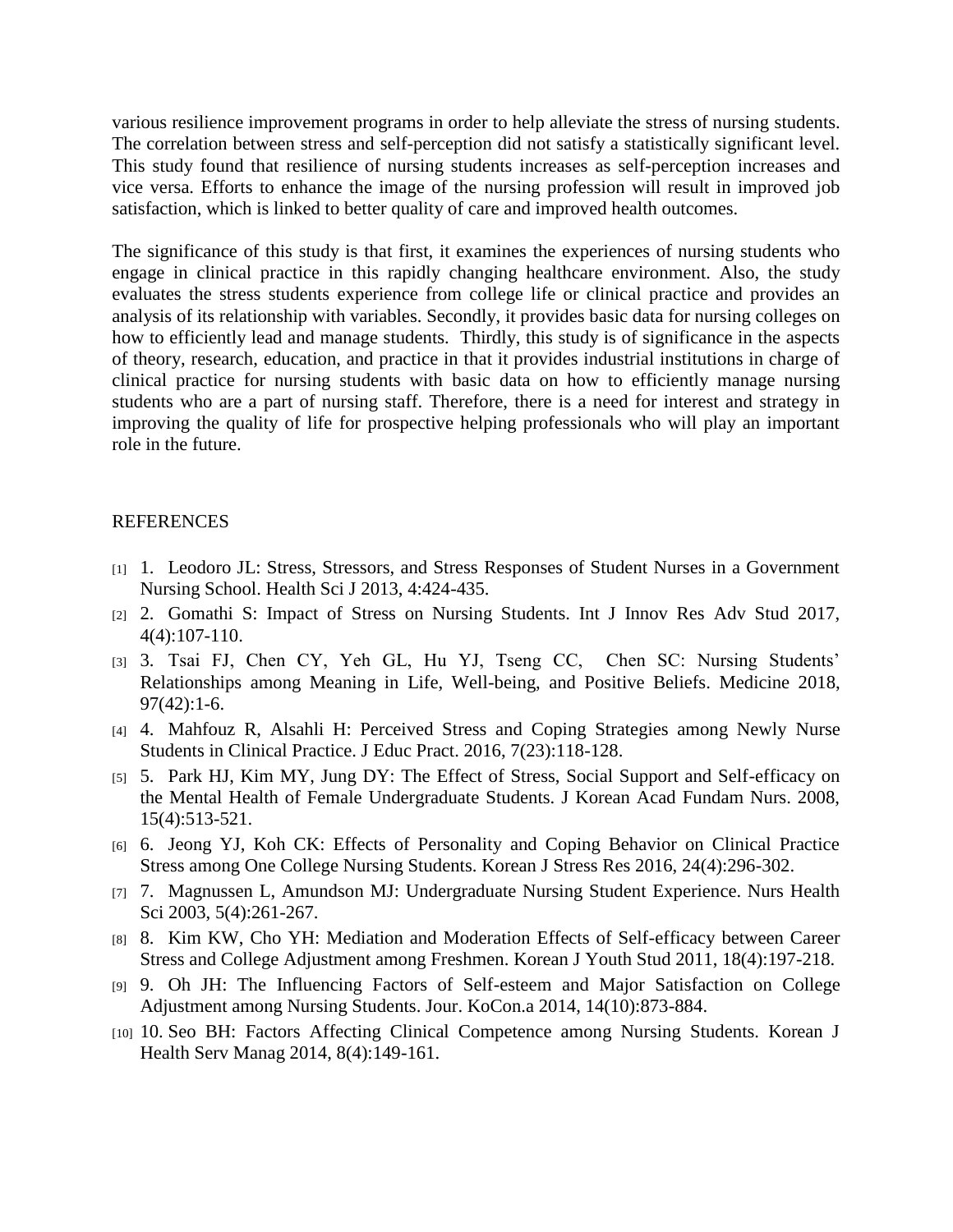various resilience improvement programs in order to help alleviate the stress of nursing students. The correlation between stress and self-perception did not satisfy a statistically significant level. This study found that resilience of nursing students increases as self-perception increases and vice versa. Efforts to enhance the image of the nursing profession will result in improved job satisfaction, which is linked to better quality of care and improved health outcomes.

The significance of this study is that first, it examines the experiences of nursing students who engage in clinical practice in this rapidly changing healthcare environment. Also, the study evaluates the stress students experience from college life or clinical practice and provides an analysis of its relationship with variables. Secondly, it provides basic data for nursing colleges on how to efficiently lead and manage students. Thirdly, this study is of significance in the aspects of theory, research, education, and practice in that it provides industrial institutions in charge of clinical practice for nursing students with basic data on how to efficiently manage nursing students who are a part of nursing staff. Therefore, there is a need for interest and strategy in improving the quality of life for prospective helping professionals who will play an important role in the future.

REFERENCES

[1] 1. Leodoro JL: Stress, Stressors, and Stress Responses of Student Nurses in a Government Nursing School. Health Sci J 2013, 4:424-435.

[2] 2. Gomathi S: Impact of Stress on Nursing Students. Int J Innov Res Adv Stud 2017, 4(4):107-110.

[3] 3. Tsai FJ, Chen CY, Yeh GL, Hu YJ, Tseng CC, Chen SC: Nursing Students' Relationships among Meaning in Life, Well-being, and Positive Beliefs. Medicine 2018, 97(42):1-6.

[4] 4. Mahfouz R, Alsahli H: Perceived Stress and Coping Strategies among Newly Nurse Students in Clinical Practice. J Educ Pract. 2016, 7(23):118-128.

[5] 5. Park HJ, Kim MY, Jung DY: The Effect of Stress, Social Support and Self-efficacy on the Mental Health of Female Undergraduate Students. J Korean Acad Fundam Nurs. 2008, 15(4):513-521.

[6] 6. Jeong YJ, Koh CK: Effects of Personality and Coping Behavior on Clinical Practice Stress among One College Nursing Students. Korean J Stress Res 2016, 24(4):296-302.

[7] 7. Magnussen L, Amundson MJ: Undergraduate Nursing Student Experience. Nurs Health Sci 2003, 5(4):261-267.

[8] 8. Kim KW, Cho YH: Mediation and Moderation Effects of Self-efficacy between Career Stress and College Adjustment among Freshmen. Korean J Youth Stud 2011, 18(4):197-218.

[9] 9. Oh JH: The Influencing Factors of Self-esteem and Major Satisfaction on College Adjustment among Nursing Students. Jour. KoCon.a 2014, 14(10):873-884.

[10] 10. Seo BH: Factors Affecting Clinical Competence among Nursing Students. Korean J Health Serv Manag 2014, 8(4):149-161.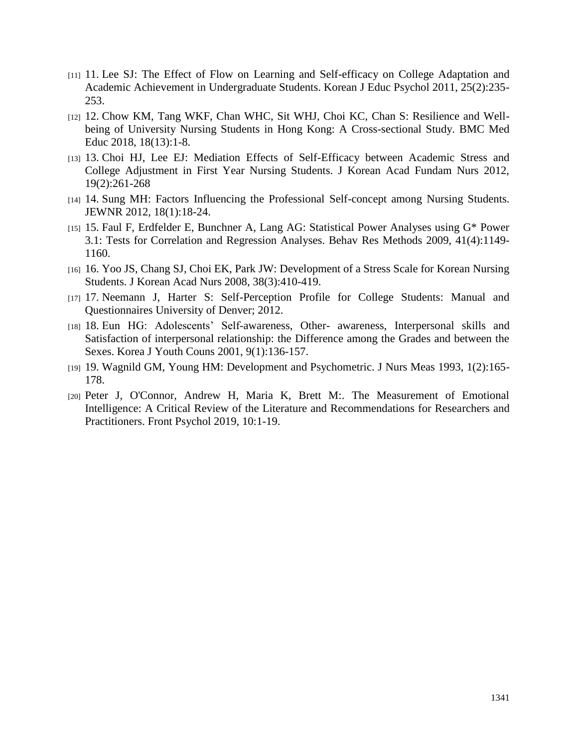[11] 11. Lee SJ: The Effect of Flow on Learning and Self-efficacy on College Adaptation and Academic Achievement in Undergraduate Students. Korean J Educ Psychol 2011, 25(2):235-253.

[12] 12. Chow KM, Tang WKF, Chan WHC, Sit WHJ, Choi KC, Chan S: Resilience and Well-being of University Nursing Students in Hong Kong: A Cross-sectional Study. BMC Med Educ 2018, 18(13):1-8.

[13] 13. Choi HJ, Lee EJ: Mediation Effects of Self-Efficacy between Academic Stress and College Adjustment in First Year Nursing Students. J Korean Acad Fundam Nurs 2012, 19(2):261-268

[14] 14. Sung MH: Factors Influencing the Professional Self-concept among Nursing Students. JEWNR 2012, 18(1):18-24.

[15] 15. Faul F, Erdfelder E, Bunchner A, Lang AG: Statistical Power Analyses using G* Power 3.1: Tests for Correlation and Regression Analyses. Behav Res Methods 2009, 41(4):1149-1160.

[16] 16. Yoo JS, Chang SJ, Choi EK, Park JW: Development of a Stress Scale for Korean Nursing Students. J Korean Acad Nurs 2008, 38(3):410-419.

[17] 17. Neemann J, Harter S: Self-Perception Profile for College Students: Manual and Questionnaires University of Denver; 2012.

[18] 18. Eun HG: Adolescents' Self-awareness, Other- awareness, Interpersonal skills and Satisfaction of interpersonal relationship: the Difference among the Grades and between the Sexes. Korea J Youth Couns 2001, 9(1):136-157.

[19] 19. Wagnild GM, Young HM: Development and Psychometric. J Nurs Meas 1993, 1(2):165-178.

[20] Peter J, O'Connor, Andrew H, Maria K, Brett M:. The Measurement of Emotional Intelligence: A Critical Review of the Literature and Recommendations for Researchers and Practitioners. Front Psychol 2019, 10:1-19.